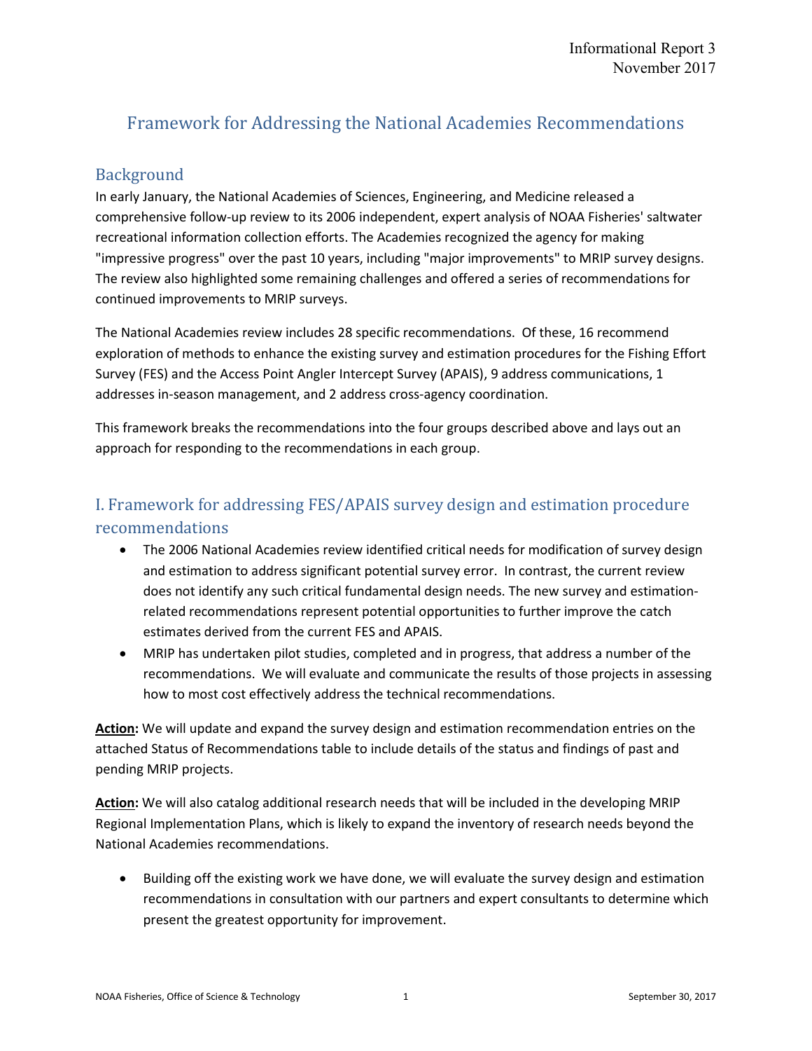Informational Report 3
November 2017

# Framework for Addressing the National Academies Recommendations

## Background

In early January, the National Academies of Sciences, Engineering, and Medicine released a comprehensive follow-up review to its 2006 independent, expert analysis of NOAA Fisheries' saltwater recreational information collection efforts. The Academies recognized the agency for making "impressive progress" over the past 10 years, including "major improvements" to MRIP survey designs. The review also highlighted some remaining challenges and offered a series of recommendations for continued improvements to MRIP surveys.

The National Academies review includes 28 specific recommendations. Of these, 16 recommend exploration of methods to enhance the existing survey and estimation procedures for the Fishing Effort Survey (FES) and the Access Point Angler Intercept Survey (APAIS), 9 address communications, 1 addresses in-season management, and 2 address cross-agency coordination.

This framework breaks the recommendations into the four groups described above and lays out an approach for responding to the recommendations in each group.

## I. Framework for addressing FES/APAIS survey design and estimation procedure recommendations

- The 2006 National Academies review identified critical needs for modification of survey design and estimation to address significant potential survey error. In contrast, the current review does not identify any such critical fundamental design needs. The new survey and estimation-related recommendations represent potential opportunities to further improve the catch estimates derived from the current FES and APAIS.
- MRIP has undertaken pilot studies, completed and in progress, that address a number of the recommendations. We will evaluate and communicate the results of those projects in assessing how to most cost effectively address the technical recommendations.

**Action:** We will update and expand the survey design and estimation recommendation entries on the attached Status of Recommendations table to include details of the status and findings of past and pending MRIP projects.

**Action:** We will also catalog additional research needs that will be included in the developing MRIP Regional Implementation Plans, which is likely to expand the inventory of research needs beyond the National Academies recommendations.

- Building off the existing work we have done, we will evaluate the survey design and estimation recommendations in consultation with our partners and expert consultants to determine which present the greatest opportunity for improvement.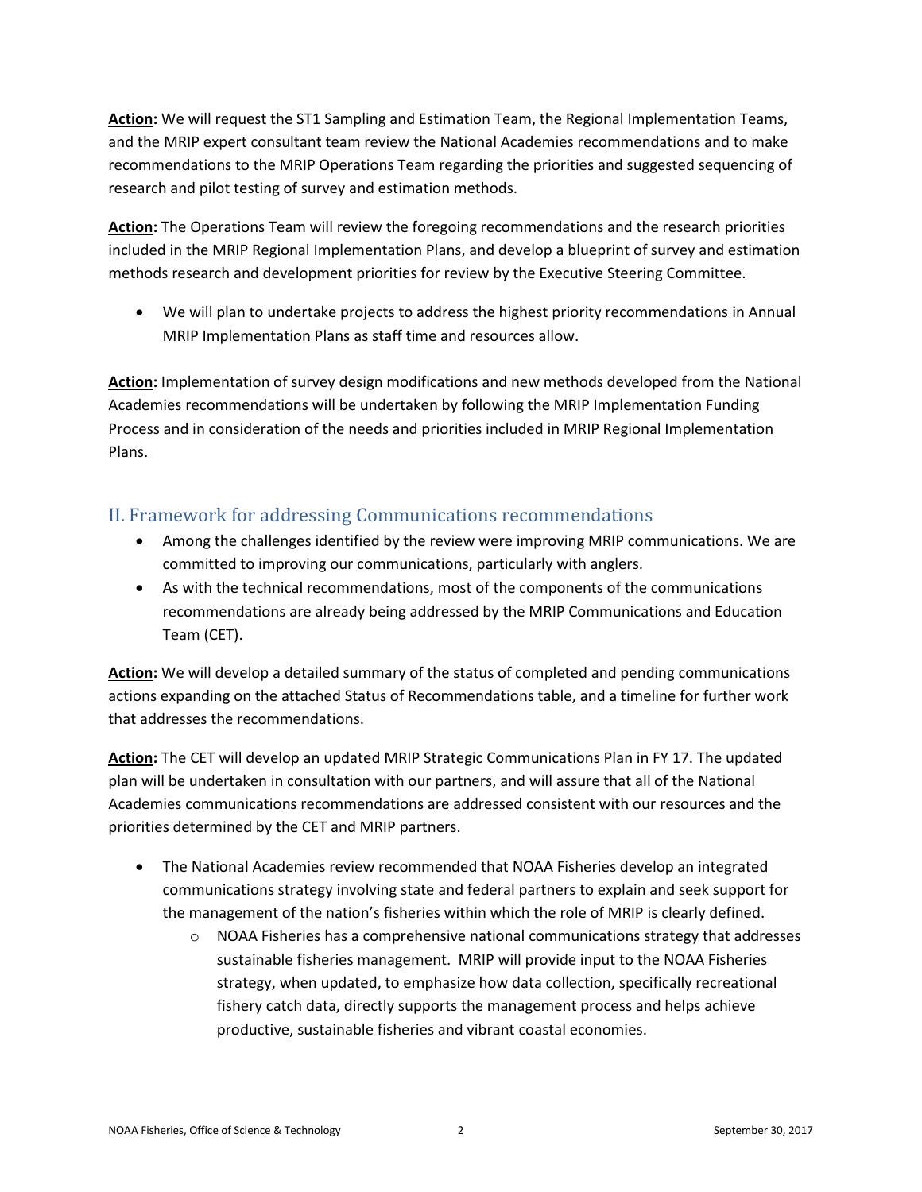**Action:** We will request the ST1 Sampling and Estimation Team, the Regional Implementation Teams, and the MRIP expert consultant team review the National Academies recommendations and to make recommendations to the MRIP Operations Team regarding the priorities and suggested sequencing of research and pilot testing of survey and estimation methods.

**Action:** The Operations Team will review the foregoing recommendations and the research priorities included in the MRIP Regional Implementation Plans, and develop a blueprint of survey and estimation methods research and development priorities for review by the Executive Steering Committee.

- We will plan to undertake projects to address the highest priority recommendations in Annual MRIP Implementation Plans as staff time and resources allow.

**Action:** Implementation of survey design modifications and new methods developed from the National Academies recommendations will be undertaken by following the MRIP Implementation Funding Process and in consideration of the needs and priorities included in MRIP Regional Implementation Plans.

## II. Framework for addressing Communications recommendations

- Among the challenges identified by the review were improving MRIP communications. We are committed to improving our communications, particularly with anglers.
- As with the technical recommendations, most of the components of the communications recommendations are already being addressed by the MRIP Communications and Education Team (CET).

**Action:** We will develop a detailed summary of the status of completed and pending communications actions expanding on the attached Status of Recommendations table, and a timeline for further work that addresses the recommendations.

**Action:** The CET will develop an updated MRIP Strategic Communications Plan in FY 17. The updated plan will be undertaken in consultation with our partners, and will assure that all of the National Academies communications recommendations are addressed consistent with our resources and the priorities determined by the CET and MRIP partners.

- The National Academies review recommended that NOAA Fisheries develop an integrated communications strategy involving state and federal partners to explain and seek support for the management of the nation's fisheries within which the role of MRIP is clearly defined.
    - NOAA Fisheries has a comprehensive national communications strategy that addresses sustainable fisheries management. MRIP will provide input to the NOAA Fisheries strategy, when updated, to emphasize how data collection, specifically recreational fishery catch data, directly supports the management process and helps achieve productive, sustainable fisheries and vibrant coastal economies.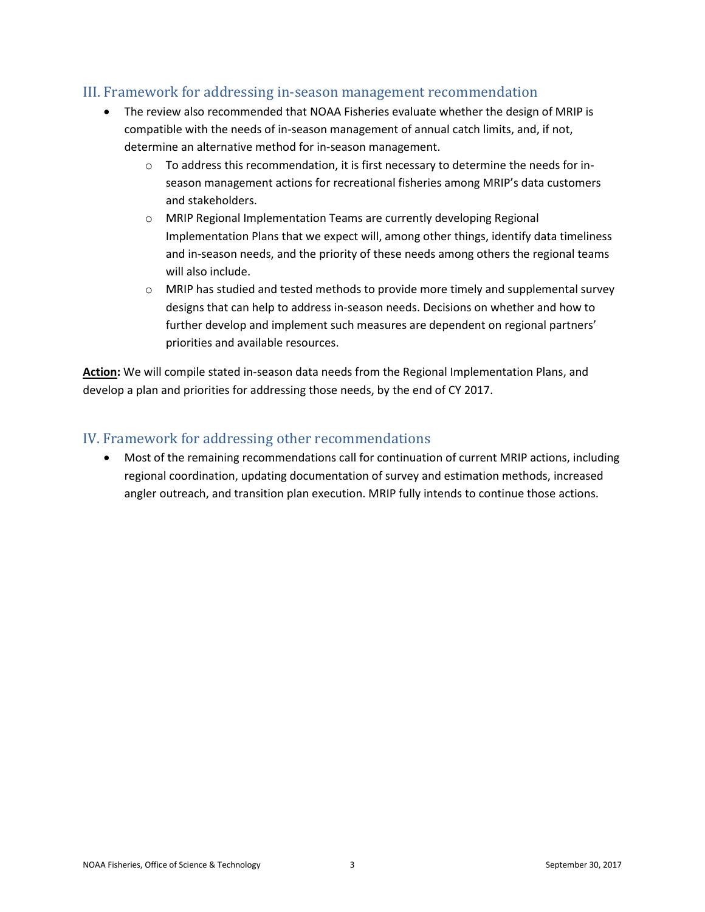## III. Framework for addressing in-season management recommendation

- The review also recommended that NOAA Fisheries evaluate whether the design of MRIP is compatible with the needs of in-season management of annual catch limits, and, if not, determine an alternative method for in-season management.
  - To address this recommendation, it is first necessary to determine the needs for in-season management actions for recreational fisheries among MRIP's data customers and stakeholders.
  - MRIP Regional Implementation Teams are currently developing Regional Implementation Plans that we expect will, among other things, identify data timeliness and in-season needs, and the priority of these needs among others the regional teams will also include.
  - MRIP has studied and tested methods to provide more timely and supplemental survey designs that can help to address in-season needs. Decisions on whether and how to further develop and implement such measures are dependent on regional partners' priorities and available resources.

**Action:** We will compile stated in-season data needs from the Regional Implementation Plans, and develop a plan and priorities for addressing those needs, by the end of CY 2017.

## IV. Framework for addressing other recommendations

- Most of the remaining recommendations call for continuation of current MRIP actions, including regional coordination, updating documentation of survey and estimation methods, increased angler outreach, and transition plan execution. MRIP fully intends to continue those actions.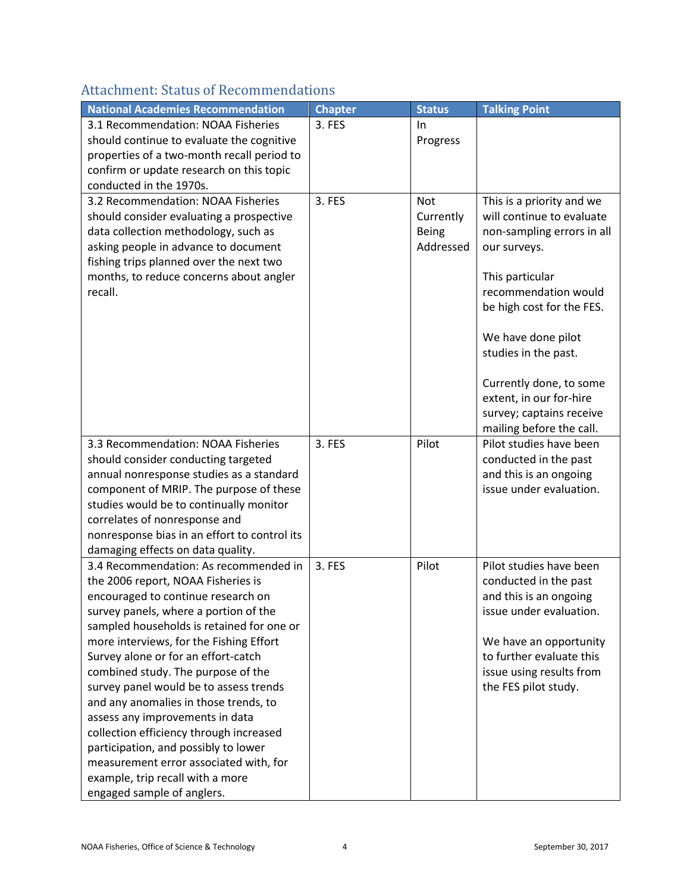## Attachment: Status of Recommendations

| National Academies Recommendation | Chapter | Status | Talking Point |
|---|---|---|---|
| 3.1 Recommendation: NOAA Fisheries should continue to evaluate the cognitive properties of a two-month recall period to confirm or update research on this topic conducted in the 1970s. | 3. FES | In Progress | |
| 3.2 Recommendation: NOAA Fisheries should consider evaluating a prospective data collection methodology, such as asking people in advance to document fishing trips planned over the next two months, to reduce concerns about angler recall. | 3. FES | Not Currently Being Addressed | This is a priority and we will continue to evaluate non-sampling errors in all our surveys.<br><br>This particular recommendation would be high cost for the FES.<br><br>We have done pilot studies in the past.<br><br>Currently done, to some extent, in our for-hire survey; captains receive mailing before the call. |
| 3.3 Recommendation: NOAA Fisheries should consider conducting targeted annual nonresponse studies as a standard component of MRIP. The purpose of these studies would be to continually monitor correlates of nonresponse and nonresponse bias in an effort to control its damaging effects on data quality. | 3. FES | Pilot | Pilot studies have been conducted in the past and this is an ongoing issue under evaluation. |
| 3.4 Recommendation: As recommended in the 2006 report, NOAA Fisheries is encouraged to continue research on survey panels, where a portion of the sampled households is retained for one or more interviews, for the Fishing Effort Survey alone or for an effort-catch combined study. The purpose of the survey panel would be to assess trends and any anomalies in those trends, to assess any improvements in data collection efficiency through increased participation, and possibly to lower measurement error associated with, for example, trip recall with a more engaged sample of anglers. | 3. FES | Pilot | Pilot studies have been conducted in the past and this is an ongoing issue under evaluation.<br><br>We have an opportunity to further evaluate this issue using results from the FES pilot study. |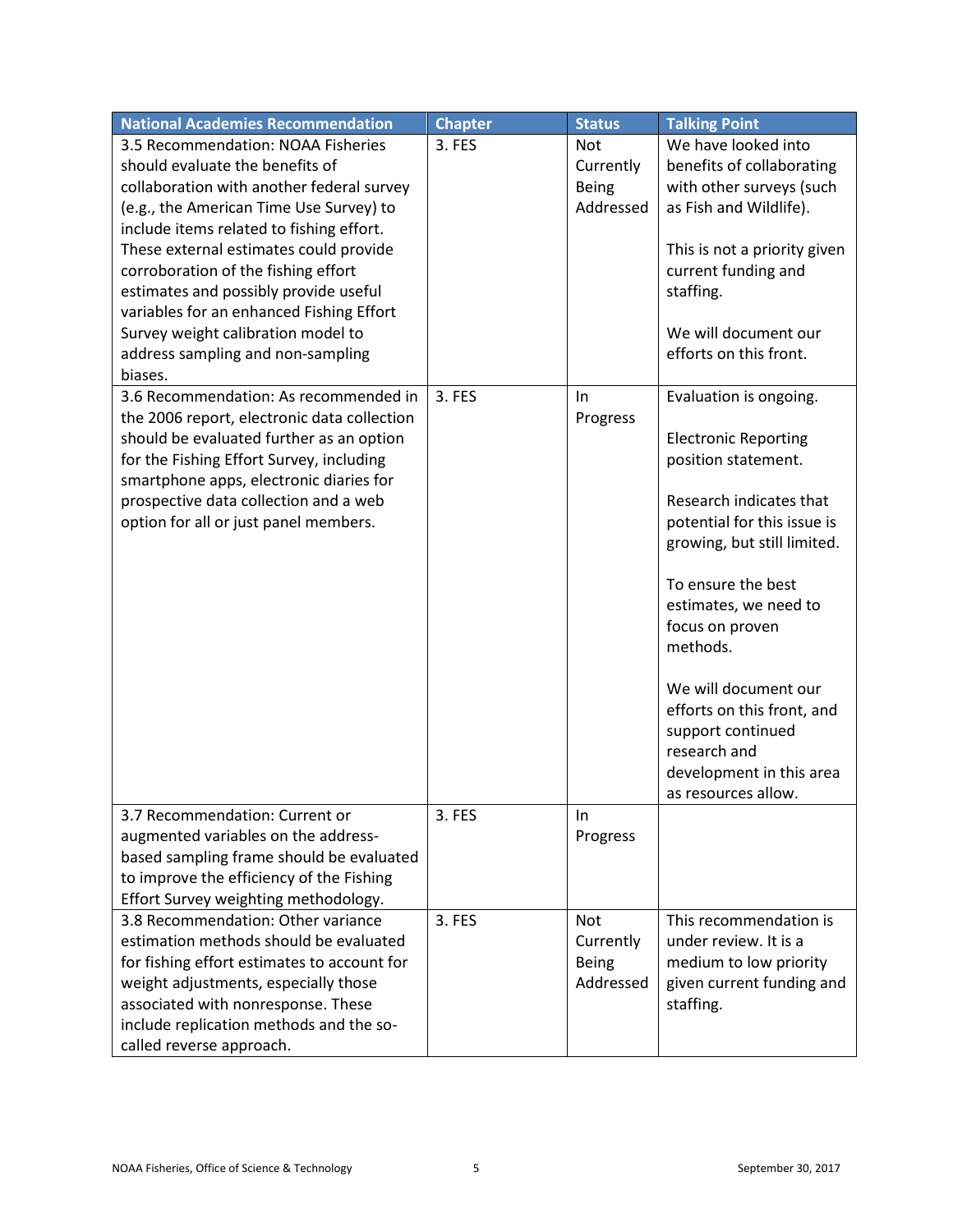| National Academies Recommendation | Chapter | Status | Talking Point |
|---|---|---|---|
| 3.5 Recommendation: NOAA Fisheries should evaluate the benefits of collaboration with another federal survey (e.g., the American Time Use Survey) to include items related to fishing effort. These external estimates could provide corroboration of the fishing effort estimates and possibly provide useful variables for an enhanced Fishing Effort Survey weight calibration model to address sampling and non-sampling biases. | 3. FES | Not Currently Being Addressed | We have looked into benefits of collaborating with other surveys (such as Fish and Wildlife).<br><br>This is not a priority given current funding and staffing.<br><br>We will document our efforts on this front. |
| 3.6 Recommendation: As recommended in the 2006 report, electronic data collection should be evaluated further as an option for the Fishing Effort Survey, including smartphone apps, electronic diaries for prospective data collection and a web option for all or just panel members. | 3. FES | In Progress | Evaluation is ongoing.<br><br>Electronic Reporting position statement.<br><br>Research indicates that potential for this issue is growing, but still limited.<br><br>To ensure the best estimates, we need to focus on proven methods.<br><br>We will document our efforts on this front, and support continued research and development in this area as resources allow. |
| 3.7 Recommendation: Current or augmented variables on the address-based sampling frame should be evaluated to improve the efficiency of the Fishing Effort Survey weighting methodology. | 3. FES | In Progress | |
| 3.8 Recommendation: Other variance estimation methods should be evaluated for fishing effort estimates to account for weight adjustments, especially those associated with nonresponse. These include replication methods and the so-called reverse approach. | 3. FES | Not Currently Being Addressed | This recommendation is under review. It is a medium to low priority given current funding and staffing. |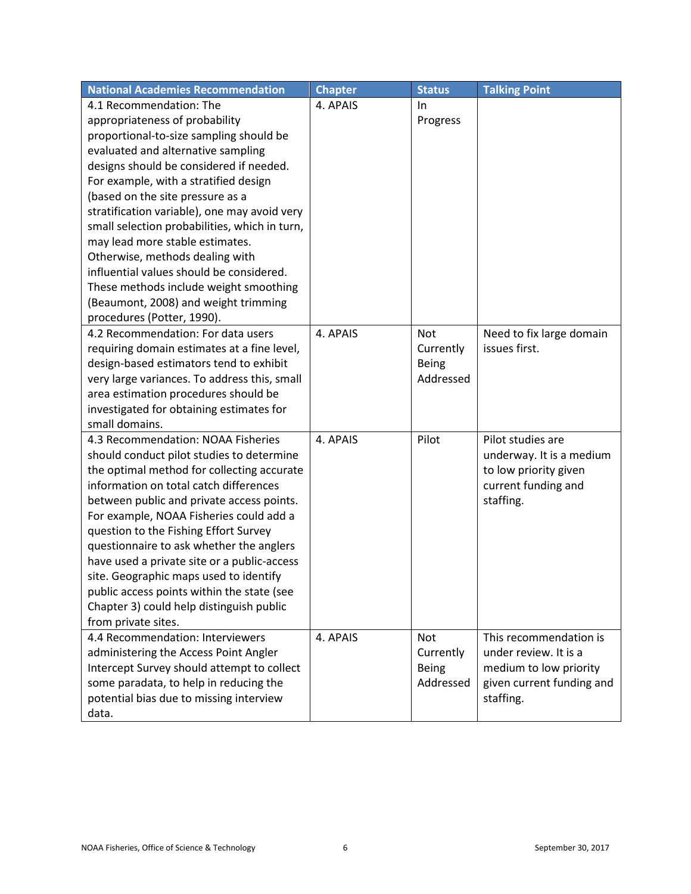| National Academies Recommendation | Chapter | Status | Talking Point |
| --- | --- | --- | --- |
| 4.1 Recommendation: The appropriateness of probability proportional-to-size sampling should be evaluated and alternative sampling designs should be considered if needed. For example, with a stratified design (based on the site pressure as a stratification variable), one may avoid very small selection probabilities, which in turn, may lead more stable estimates. Otherwise, methods dealing with influential values should be considered. These methods include weight smoothing (Beaumont, 2008) and weight trimming procedures (Potter, 1990). | 4. APAIS | In Progress | |
| 4.2 Recommendation: For data users requiring domain estimates at a fine level, design-based estimators tend to exhibit very large variances. To address this, small area estimation procedures should be investigated for obtaining estimates for small domains. | 4. APAIS | Not Currently Being Addressed | Need to fix large domain issues first. |
| 4.3 Recommendation: NOAA Fisheries should conduct pilot studies to determine the optimal method for collecting accurate information on total catch differences between public and private access points. For example, NOAA Fisheries could add a question to the Fishing Effort Survey questionnaire to ask whether the anglers have used a private site or a public-access site. Geographic maps used to identify public access points within the state (see Chapter 3) could help distinguish public from private sites. | 4. APAIS | Pilot | Pilot studies are underway. It is a medium to low priority given current funding and staffing. |
| 4.4 Recommendation: Interviewers administering the Access Point Angler Intercept Survey should attempt to collect some paradata, to help in reducing the potential bias due to missing interview data. | 4. APAIS | Not Currently Being Addressed | This recommendation is under review. It is a medium to low priority given current funding and staffing. |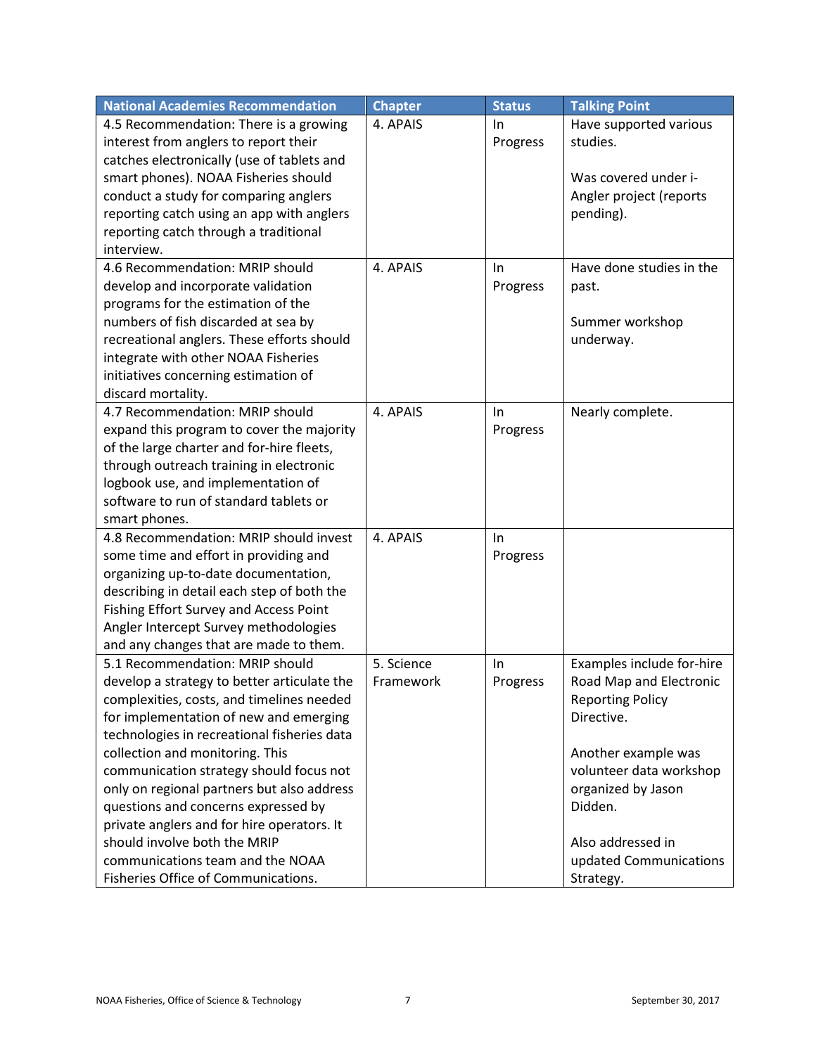| National Academies Recommendation | Chapter | Status | Talking Point |
|---|---|---|---|
| 4.5 Recommendation: There is a growing interest from anglers to report their catches electronically (use of tablets and smart phones). NOAA Fisheries should conduct a study for comparing anglers reporting catch using an app with anglers reporting catch through a traditional interview. | 4. APAIS | In Progress | Have supported various studies.<br><br>Was covered under i-Angler project (reports pending). |
| 4.6 Recommendation: MRIP should develop and incorporate validation programs for the estimation of the numbers of fish discarded at sea by recreational anglers. These efforts should integrate with other NOAA Fisheries initiatives concerning estimation of discard mortality. | 4. APAIS | In Progress | Have done studies in the past.<br><br>Summer workshop underway. |
| 4.7 Recommendation: MRIP should expand this program to cover the majority of the large charter and for-hire fleets, through outreach training in electronic logbook use, and implementation of software to run of standard tablets or smart phones. | 4. APAIS | In Progress | Nearly complete. |
| 4.8 Recommendation: MRIP should invest some time and effort in providing and organizing up-to-date documentation, describing in detail each step of both the Fishing Effort Survey and Access Point Angler Intercept Survey methodologies and any changes that are made to them. | 4. APAIS | In Progress | |
| 5.1 Recommendation: MRIP should develop a strategy to better articulate the complexities, costs, and timelines needed for implementation of new and emerging technologies in recreational fisheries data collection and monitoring. This communication strategy should focus not only on regional partners but also address questions and concerns expressed by private anglers and for hire operators. It should involve both the MRIP communications team and the NOAA Fisheries Office of Communications. | 5. Science Framework | In Progress | Examples include for-hire Road Map and Electronic Reporting Policy Directive.<br><br>Another example was volunteer data workshop organized by Jason Didden.<br><br>Also addressed in updated Communications Strategy. |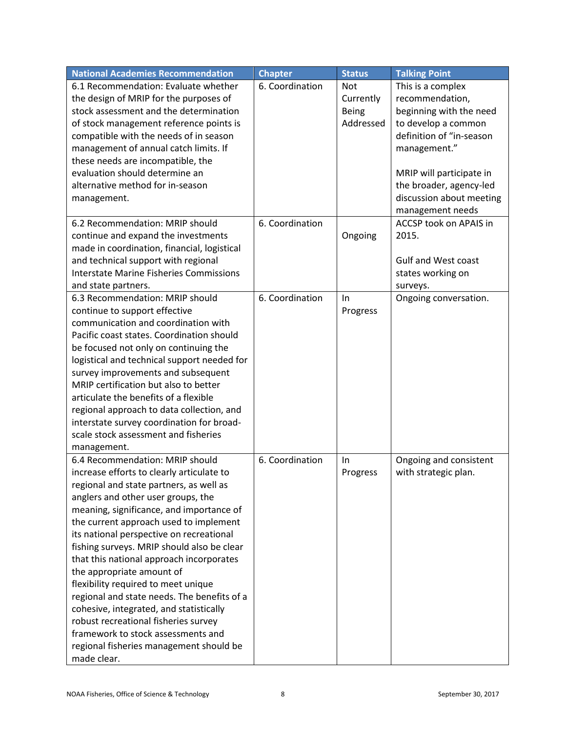| National Academies Recommendation | Chapter | Status | Talking Point |
|---|---|---|---|
| 6.1 Recommendation: Evaluate whether the design of MRIP for the purposes of stock assessment and the determination of stock management reference points is compatible with the needs of in season management of annual catch limits. If these needs are incompatible, the evaluation should determine an alternative method for in-season management. | 6. Coordination | Not Currently Being Addressed | This is a complex recommendation, beginning with the need to develop a common definition of "in-season management."<br><br>MRIP will participate in the broader, agency-led discussion about meeting management needs |
| 6.2 Recommendation: MRIP should continue and expand the investments made in coordination, financial, logistical and technical support with regional Interstate Marine Fisheries Commissions and state partners. | 6. Coordination | Ongoing | ACCSP took on APAIS in 2015.<br><br>Gulf and West coast states working on surveys. |
| 6.3 Recommendation: MRIP should continue to support effective communication and coordination with Pacific coast states. Coordination should be focused not only on continuing the logistical and technical support needed for survey improvements and subsequent MRIP certification but also to better articulate the benefits of a flexible regional approach to data collection, and interstate survey coordination for broad-scale stock assessment and fisheries management. | 6. Coordination | In Progress | Ongoing conversation. |
| 6.4 Recommendation: MRIP should increase efforts to clearly articulate to regional and state partners, as well as anglers and other user groups, the meaning, significance, and importance of the current approach used to implement its national perspective on recreational fishing surveys. MRIP should also be clear that this national approach incorporates the appropriate amount of flexibility required to meet unique regional and state needs. The benefits of a cohesive, integrated, and statistically robust recreational fisheries survey framework to stock assessments and regional fisheries management should be made clear. | 6. Coordination | In Progress | Ongoing and consistent with strategic plan. |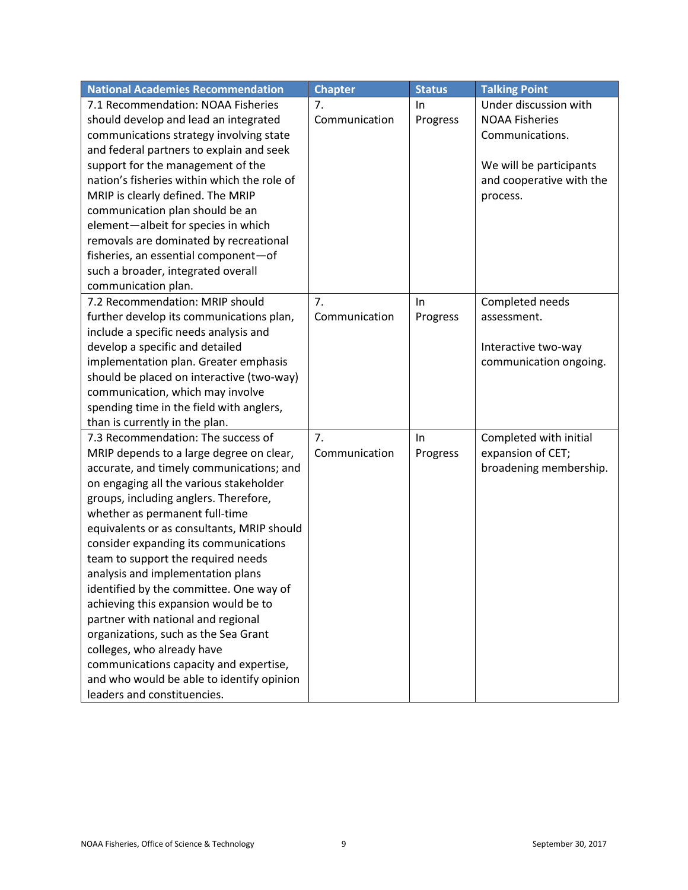| National Academies Recommendation | Chapter | Status | Talking Point |
|---|---|---|---|
| 7.1 Recommendation: NOAA Fisheries should develop and lead an integrated communications strategy involving state and federal partners to explain and seek support for the management of the nation's fisheries within which the role of MRIP is clearly defined. The MRIP communication plan should be an element—albeit for species in which removals are dominated by recreational fisheries, an essential component—of such a broader, integrated overall communication plan. | 7. Communication | In Progress | Under discussion with NOAA Fisheries Communications. We will be participants and cooperative with the process. |
| 7.2 Recommendation: MRIP should further develop its communications plan, include a specific needs analysis and develop a specific and detailed implementation plan. Greater emphasis should be placed on interactive (two-way) communication, which may involve spending time in the field with anglers, than is currently in the plan. | 7. Communication | In Progress | Completed needs assessment. Interactive two-way communication ongoing. |
| 7.3 Recommendation: The success of MRIP depends to a large degree on clear, accurate, and timely communications; and on engaging all the various stakeholder groups, including anglers. Therefore, whether as permanent full-time equivalents or as consultants, MRIP should consider expanding its communications team to support the required needs analysis and implementation plans identified by the committee. One way of achieving this expansion would be to partner with national and regional organizations, such as the Sea Grant colleges, who already have communications capacity and expertise, and who would be able to identify opinion leaders and constituencies. | 7. Communication | In Progress | Completed with initial expansion of CET; broadening membership. |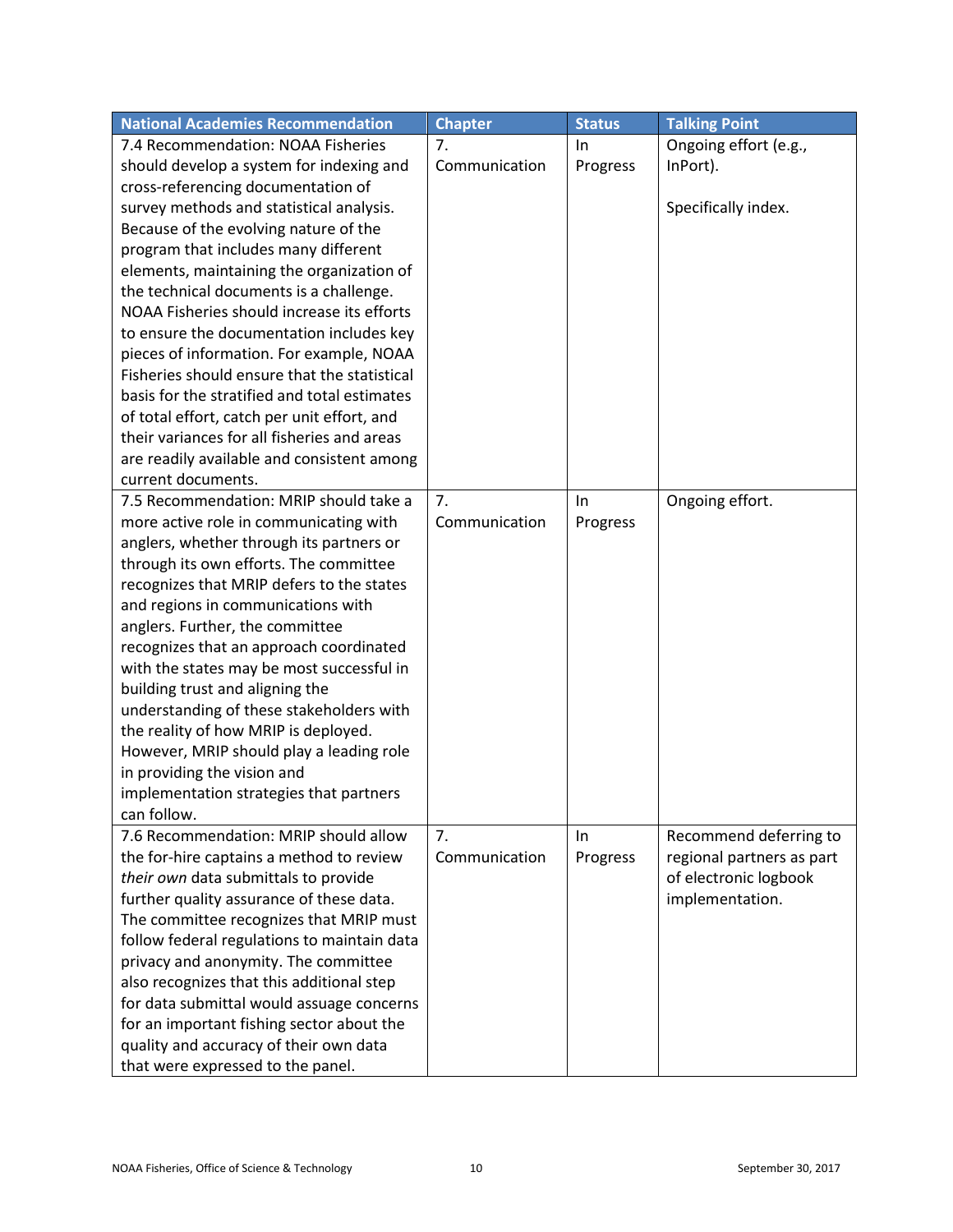| National Academies Recommendation | Chapter | Status | Talking Point |
|---|---|---|---|
| 7.4 Recommendation: NOAA Fisheries should develop a system for indexing and cross-referencing documentation of survey methods and statistical analysis. Because of the evolving nature of the program that includes many different elements, maintaining the organization of the technical documents is a challenge. NOAA Fisheries should increase its efforts to ensure the documentation includes key pieces of information. For example, NOAA Fisheries should ensure that the statistical basis for the stratified and total estimates of total effort, catch per unit effort, and their variances for all fisheries and areas are readily available and consistent among current documents. | 7. Communication | In Progress | Ongoing effort (e.g., InPort).<br><br>Specifically index. |
| 7.5 Recommendation: MRIP should take a more active role in communicating with anglers, whether through its partners or through its own efforts. The committee recognizes that MRIP defers to the states and regions in communications with anglers. Further, the committee recognizes that an approach coordinated with the states may be most successful in building trust and aligning the understanding of these stakeholders with the reality of how MRIP is deployed. However, MRIP should play a leading role in providing the vision and implementation strategies that partners can follow. | 7. Communication | In Progress | Ongoing effort. |
| 7.6 Recommendation: MRIP should allow the for-hire captains a method to review *their own* data submittals to provide further quality assurance of these data. The committee recognizes that MRIP must follow federal regulations to maintain data privacy and anonymity. The committee also recognizes that this additional step for data submittal would assuage concerns for an important fishing sector about the quality and accuracy of their own data that were expressed to the panel. | 7. Communication | In Progress | Recommend deferring to regional partners as part of electronic logbook implementation. |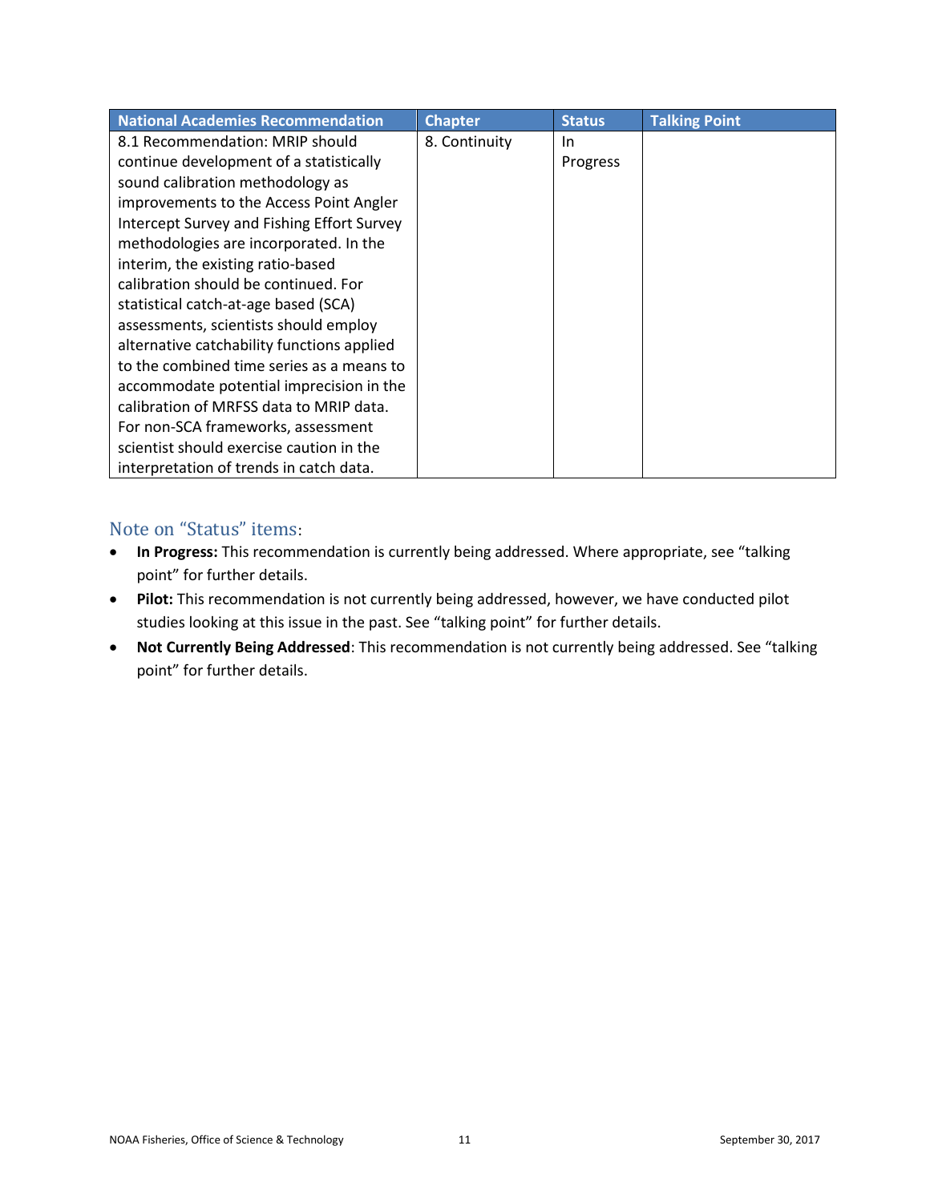| National Academies Recommendation | Chapter | Status | Talking Point |
|---|---|---|---|
| 8.1 Recommendation: MRIP should continue development of a statistically sound calibration methodology as improvements to the Access Point Angler Intercept Survey and Fishing Effort Survey methodologies are incorporated. In the interim, the existing ratio-based calibration should be continued. For statistical catch-at-age based (SCA) assessments, scientists should employ alternative catchability functions applied to the combined time series as a means to accommodate potential imprecision in the calibration of MRFSS data to MRIP data. For non-SCA frameworks, assessment scientist should exercise caution in the interpretation of trends in catch data. | 8. Continuity | In Progress | |

## Note on "Status" items:

- **In Progress:** This recommendation is currently being addressed. Where appropriate, see "talking point" for further details.
- **Pilot:** This recommendation is not currently being addressed, however, we have conducted pilot studies looking at this issue in the past. See "talking point" for further details.
- **Not Currently Being Addressed**: This recommendation is not currently being addressed. See "talking point" for further details.